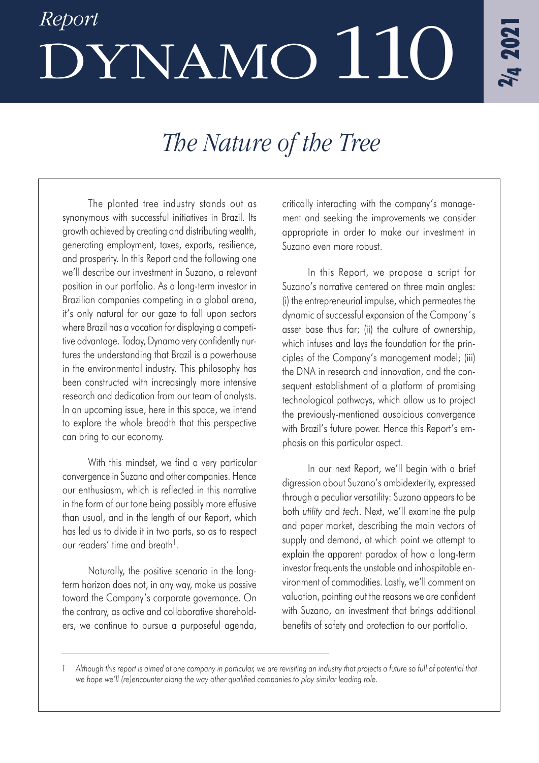*Report*

# DYNAMO 110

2/4 2021

## *The Nature of the Tree*

The planted tree industry stands out as synonymous with successful initiatives in Brazil. Its growth achieved by creating and distributing wealth, generating employment, taxes, exports, resilience, and prosperity. In this Report and the following one we'll describe our investment in Suzano, a relevant position in our portfolio. As a long-term investor in Brazilian companies competing in a global arena, it's only natural for our gaze to fall upon sectors where Brazil has a vocation for displaying a competitive advantage. Today, Dynamo very confidently nurtures the understanding that Brazil is a powerhouse in the environmental industry. This philosophy has been constructed with increasingly more intensive research and dedication from our team of analysts. In an upcoming issue, here in this space, we intend to explore the whole breadth that this perspective can bring to our economy.

With this mindset, we find a very particular convergence in Suzano and other companies. Hence our enthusiasm, which is reflected in this narrative in the form of our tone being possibly more effusive than usual, and in the length of our Report, which has led us to divide it in two parts, so as to respect our readers' time and breath[1].

Naturally, the positive scenario in the long-term horizon does not, in any way, make us passive toward the Company's corporate governance. On the contrary, as active and collaborative shareholders, we continue to pursue a purposeful agenda, critically interacting with the company's management and seeking the improvements we consider appropriate in order to make our investment in Suzano even more robust.

In this Report, we propose a script for Suzano's narrative centered on three main angles: (i) the entrepreneurial impulse, which permeates the dynamic of successful expansion of the Company´s asset base thus far; (ii) the culture of ownership, which infuses and lays the foundation for the principles of the Company's management model; (iii) the DNA in research and innovation, and the consequent establishment of a platform of promising technological pathways, which allow us to project the previously-mentioned auspicious convergence with Brazil's future power. Hence this Report's emphasis on this particular aspect.

In our next Report, we'll begin with a brief digression about Suzano's ambidexterity, expressed through a peculiar versatility: Suzano appears to be both *utility* and *tech*. Next, we'll examine the pulp and paper market, describing the main vectors of supply and demand, at which point we attempt to explain the apparent paradox of how a long-term investor frequents the unstable and inhospitable environment of commodities. Lastly, we'll comment on valuation, pointing out the reasons we are confident with Suzano, an investment that brings additional benefits of safety and protection to our portfolio.

---

[1] *Although this report is aimed at one company in particular, we are revisiting an industry that projects a future so full of potential that we hope we'll (re)encounter along the way other qualified companies to play similar leading role.*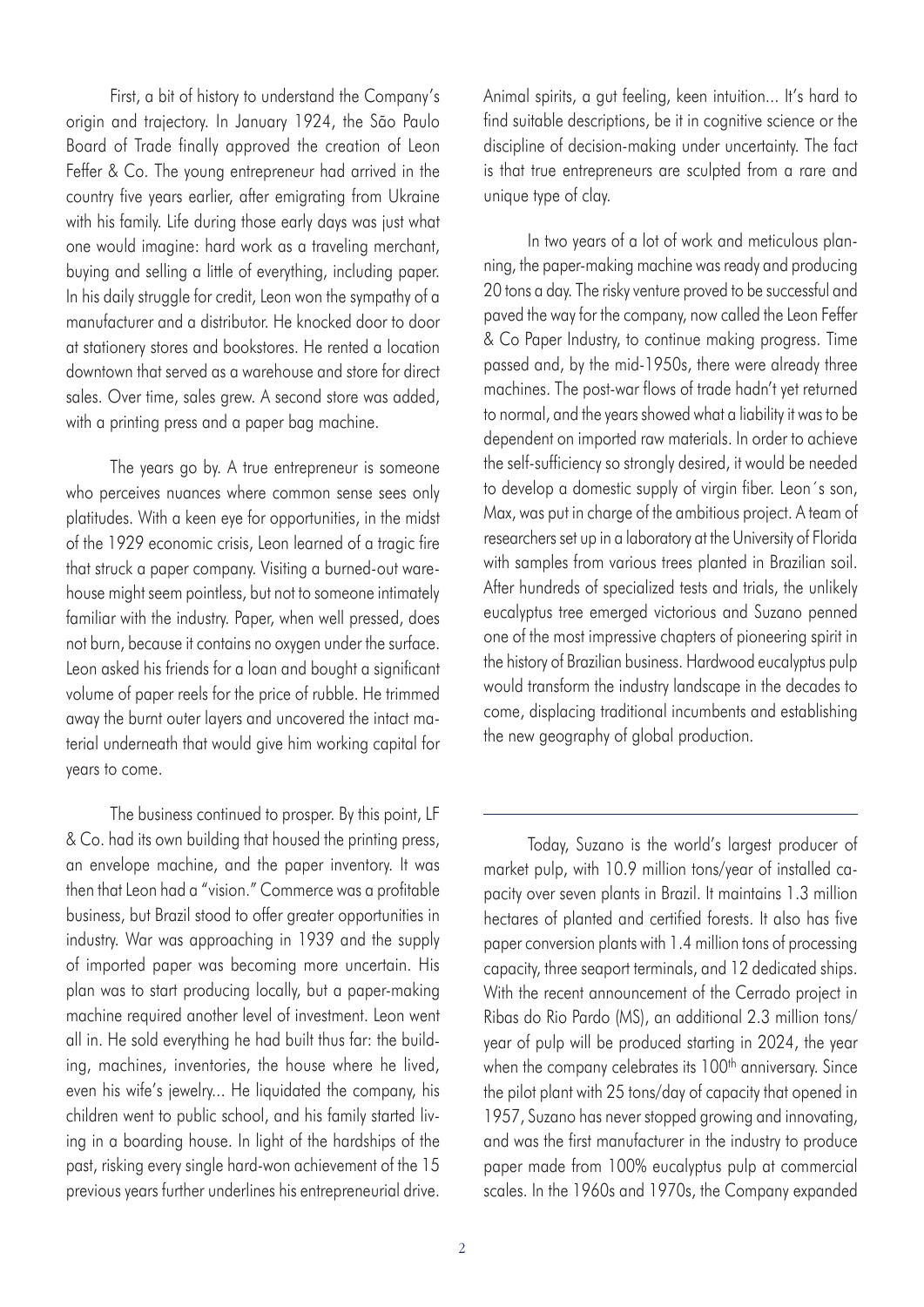First, a bit of history to understand the Company's origin and trajectory. In January 1924, the São Paulo Board of Trade finally approved the creation of Leon Feffer & Co. The young entrepreneur had arrived in the country five years earlier, after emigrating from Ukraine with his family. Life during those early days was just what one would imagine: hard work as a traveling merchant, buying and selling a little of everything, including paper. In his daily struggle for credit, Leon won the sympathy of a manufacturer and a distributor. He knocked door to door at stationery stores and bookstores. He rented a location downtown that served as a warehouse and store for direct sales. Over time, sales grew. A second store was added, with a printing press and a paper bag machine.

The years go by. A true entrepreneur is someone who perceives nuances where common sense sees only platitudes. With a keen eye for opportunities, in the midst of the 1929 economic crisis, Leon learned of a tragic fire that struck a paper company. Visiting a burned-out warehouse might seem pointless, but not to someone intimately familiar with the industry. Paper, when well pressed, does not burn, because it contains no oxygen under the surface. Leon asked his friends for a loan and bought a significant volume of paper reels for the price of rubble. He trimmed away the burnt outer layers and uncovered the intact material underneath that would give him working capital for years to come.

The business continued to prosper. By this point, LF & Co. had its own building that housed the printing press, an envelope machine, and the paper inventory. It was then that Leon had a "vision." Commerce was a profitable business, but Brazil stood to offer greater opportunities in industry. War was approaching in 1939 and the supply of imported paper was becoming more uncertain. His plan was to start producing locally, but a paper-making machine required another level of investment. Leon went all in. He sold everything he had built thus far: the building, machines, inventories, the house where he lived, even his wife's jewelry... He liquidated the company, his children went to public school, and his family started living in a boarding house. In light of the hardships of the past, risking every single hard-won achievement of the 15 previous years further underlines his entrepreneurial drive. Animal spirits, a gut feeling, keen intuition... It's hard to find suitable descriptions, be it in cognitive science or the discipline of decision-making under uncertainty. The fact is that true entrepreneurs are sculpted from a rare and unique type of clay.

In two years of a lot of work and meticulous planning, the paper-making machine was ready and producing 20 tons a day. The risky venture proved to be successful and paved the way for the company, now called the Leon Feffer & Co Paper Industry, to continue making progress. Time passed and, by the mid-1950s, there were already three machines. The post-war flows of trade hadn't yet returned to normal, and the years showed what a liability it was to be dependent on imported raw materials. In order to achieve the self-sufficiency so strongly desired, it would be needed to develop a domestic supply of virgin fiber. Leon´s son, Max, was put in charge of the ambitious project. A team of researchers set up in a laboratory at the University of Florida with samples from various trees planted in Brazilian soil. After hundreds of specialized tests and trials, the unlikely eucalyptus tree emerged victorious and Suzano penned one of the most impressive chapters of pioneering spirit in the history of Brazilian business. Hardwood eucalyptus pulp would transform the industry landscape in the decades to come, displacing traditional incumbents and establishing the new geography of global production.

---

Today, Suzano is the world's largest producer of market pulp, with 10.9 million tons/year of installed capacity over seven plants in Brazil. It maintains 1.3 million hectares of planted and certified forests. It also has five paper conversion plants with 1.4 million tons of processing capacity, three seaport terminals, and 12 dedicated ships. With the recent announcement of the Cerrado project in Ribas do Rio Pardo (MS), an additional 2.3 million tons/year of pulp will be produced starting in 2024, the year when the company celebrates its 100th anniversary. Since the pilot plant with 25 tons/day of capacity that opened in 1957, Suzano has never stopped growing and innovating, and was the first manufacturer in the industry to produce paper made from 100% eucalyptus pulp at commercial scales. In the 1960s and 1970s, the Company expanded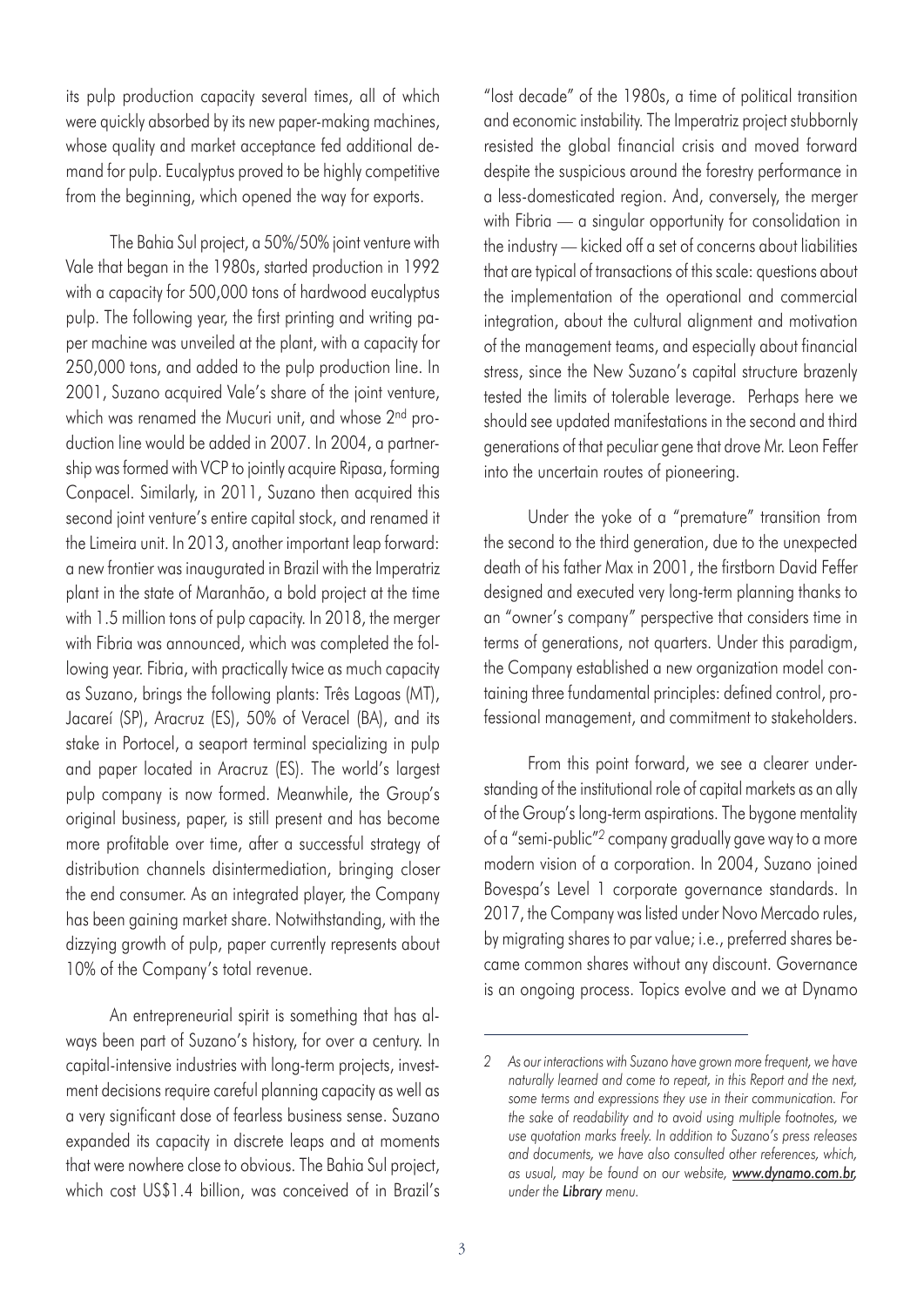its pulp production capacity several times, all of which were quickly absorbed by its new paper-making machines, whose quality and market acceptance fed additional demand for pulp. Eucalyptus proved to be highly competitive from the beginning, which opened the way for exports.

The Bahia Sul project, a 50%/50% joint venture with Vale that began in the 1980s, started production in 1992 with a capacity for 500,000 tons of hardwood eucalyptus pulp. The following year, the first printing and writing paper machine was unveiled at the plant, with a capacity for 250,000 tons, and added to the pulp production line. In 2001, Suzano acquired Vale's share of the joint venture, which was renamed the Mucuri unit, and whose 2nd production line would be added in 2007. In 2004, a partnership was formed with VCP to jointly acquire Ripasa, forming Conpacel. Similarly, in 2011, Suzano then acquired this second joint venture's entire capital stock, and renamed it the Limeira unit. In 2013, another important leap forward: a new frontier was inaugurated in Brazil with the Imperatriz plant in the state of Maranhão, a bold project at the time with 1.5 million tons of pulp capacity. In 2018, the merger with Fibria was announced, which was completed the following year. Fibria, with practically twice as much capacity as Suzano, brings the following plants: Três Lagoas (MT), Jacareí (SP), Aracruz (ES), 50% of Veracel (BA), and its stake in Portocel, a seaport terminal specializing in pulp and paper located in Aracruz (ES). The world's largest pulp company is now formed. Meanwhile, the Group's original business, paper, is still present and has become more profitable over time, after a successful strategy of distribution channels disintermediation, bringing closer the end consumer. As an integrated player, the Company has been gaining market share. Notwithstanding, with the dizzying growth of pulp, paper currently represents about 10% of the Company's total revenue.

An entrepreneurial spirit is something that has always been part of Suzano's history, for over a century. In capital-intensive industries with long-term projects, investment decisions require careful planning capacity as well as a very significant dose of fearless business sense. Suzano expanded its capacity in discrete leaps and at moments that were nowhere close to obvious. The Bahia Sul project, which cost US$1.4 billion, was conceived of in Brazil's "lost decade" of the 1980s, a time of political transition and economic instability. The Imperatriz project stubbornly resisted the global financial crisis and moved forward despite the suspicious around the forestry performance in a less-domesticated region. And, conversely, the merger with Fibria — a singular opportunity for consolidation in the industry — kicked off a set of concerns about liabilities that are typical of transactions of this scale: questions about the implementation of the operational and commercial integration, about the cultural alignment and motivation of the management teams, and especially about financial stress, since the New Suzano's capital structure brazenly tested the limits of tolerable leverage. Perhaps here we should see updated manifestations in the second and third generations of that peculiar gene that drove Mr. Leon Feffer into the uncertain routes of pioneering.

Under the yoke of a "premature" transition from the second to the third generation, due to the unexpected death of his father Max in 2001, the firstborn David Feffer designed and executed very long-term planning thanks to an "owner's company" perspective that considers time in terms of generations, not quarters. Under this paradigm, the Company established a new organization model containing three fundamental principles: defined control, professional management, and commitment to stakeholders.

From this point forward, we see a clearer understanding of the institutional role of capital markets as an ally of the Group's long-term aspirations. The bygone mentality of a "semi-public"[2] company gradually gave way to a more modern vision of a corporation. In 2004, Suzano joined Bovespa's Level 1 corporate governance standards. In 2017, the Company was listed under Novo Mercado rules, by migrating shares to par value; i.e., preferred shares became common shares without any discount. Governance is an ongoing process. Topics evolve and we at Dynamo

---

*2 As our interactions with Suzano have grown more frequent, we have naturally learned and come to repeat, in this Report and the next, some terms and expressions they use in their communication. For the sake of readability and to avoid using multiple footnotes, we use quotation marks freely. In addition to Suzano's press releases and documents, we have also consulted other references, which, as usual, may be found on our website, **www.dynamo.com.br**, under the **Library** menu.*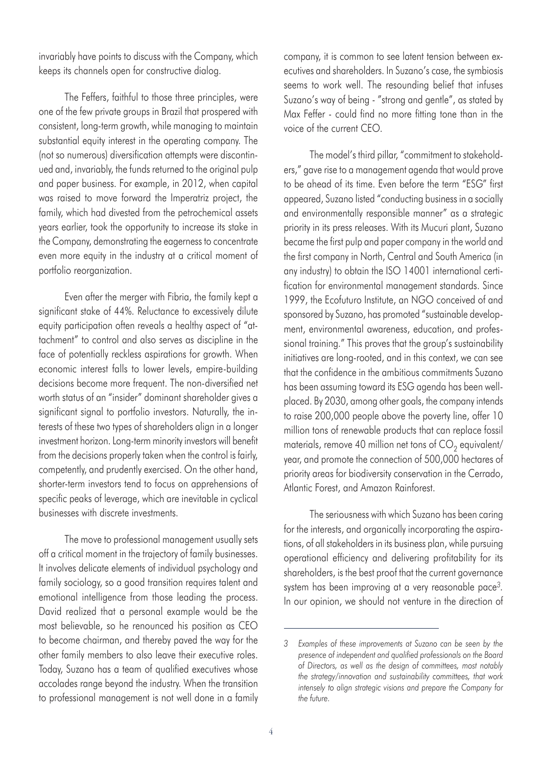invariably have points to discuss with the Company, which keeps its channels open for constructive dialog.

The Feffers, faithful to those three principles, were one of the few private groups in Brazil that prospered with consistent, long-term growth, while managing to maintain substantial equity interest in the operating company. The (not so numerous) diversification attempts were discontinued and, invariably, the funds returned to the original pulp and paper business. For example, in 2012, when capital was raised to move forward the Imperatriz project, the family, which had divested from the petrochemical assets years earlier, took the opportunity to increase its stake in the Company, demonstrating the eagerness to concentrate even more equity in the industry at a critical moment of portfolio reorganization.

Even after the merger with Fibria, the family kept a significant stake of 44%. Reluctance to excessively dilute equity participation often reveals a healthy aspect of "attachment" to control and also serves as discipline in the face of potentially reckless aspirations for growth. When economic interest falls to lower levels, empire-building decisions become more frequent. The non-diversified net worth status of an "insider" dominant shareholder gives a significant signal to portfolio investors. Naturally, the interests of these two types of shareholders align in a longer investment horizon. Long-term minority investors will benefit from the decisions properly taken when the control is fairly, competently, and prudently exercised. On the other hand, shorter-term investors tend to focus on apprehensions of specific peaks of leverage, which are inevitable in cyclical businesses with discrete investments.

The move to professional management usually sets off a critical moment in the trajectory of family businesses. It involves delicate elements of individual psychology and family sociology, so a good transition requires talent and emotional intelligence from those leading the process. David realized that a personal example would be the most believable, so he renounced his position as CEO to become chairman, and thereby paved the way for the other family members to also leave their executive roles. Today, Suzano has a team of qualified executives whose accolades range beyond the industry. When the transition to professional management is not well done in a family company, it is common to see latent tension between executives and shareholders. In Suzano's case, the symbiosis seems to work well. The resounding belief that infuses Suzano's way of being - "strong and gentle", as stated by Max Feffer - could find no more fitting tone than in the voice of the current CEO.

The model's third pillar, "commitment to stakeholders," gave rise to a management agenda that would prove to be ahead of its time. Even before the term "ESG" first appeared, Suzano listed "conducting business in a socially and environmentally responsible manner" as a strategic priority in its press releases. With its Mucuri plant, Suzano became the first pulp and paper company in the world and the first company in North, Central and South America (in any industry) to obtain the ISO 14001 international certification for environmental management standards. Since 1999, the Ecofuturo Institute, an NGO conceived of and sponsored by Suzano, has promoted "sustainable development, environmental awareness, education, and professional training." This proves that the group's sustainability initiatives are long-rooted, and in this context, we can see that the confidence in the ambitious commitments Suzano has been assuming toward its ESG agenda has been well-placed. By 2030, among other goals, the company intends to raise 200,000 people above the poverty line, offer 10 million tons of renewable products that can replace fossil materials, remove 40 million net tons of $CO_2$ equivalent/year, and promote the connection of 500,000 hectares of priority areas for biodiversity conservation in the Cerrado, Atlantic Forest, and Amazon Rainforest.

The seriousness with which Suzano has been caring for the interests, and organically incorporating the aspirations, of all stakeholders in its business plan, while pursuing operational efficiency and delivering profitability for its shareholders, is the best proof that the current governance system has been improving at a very reasonable pace[3]. In our opinion, we should not venture in the direction of

---

3 *Examples of these improvements at Suzano can be seen by the presence of independent and qualified professionals on the Board of Directors, as well as the design of committees, most notably the strategy/innovation and sustainability committees, that work intensely to align strategic visions and prepare the Company for the future.*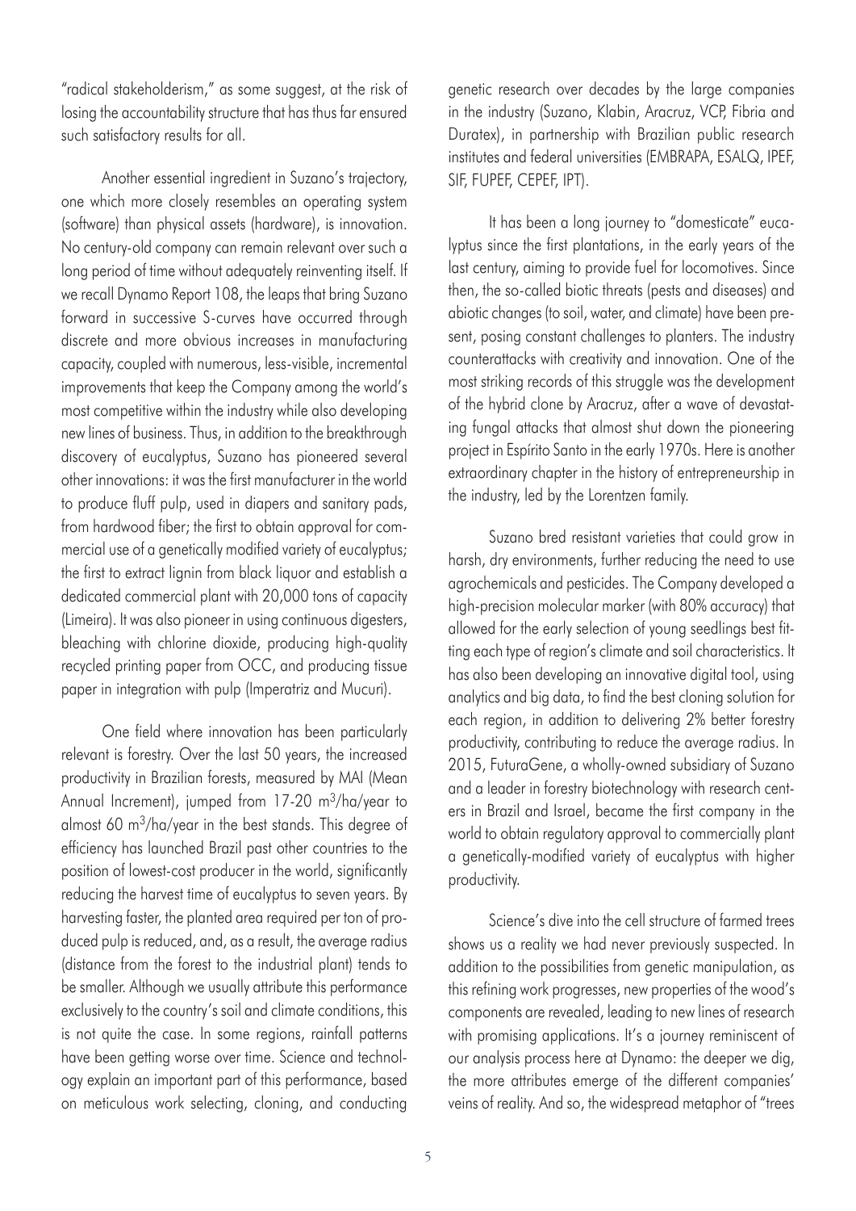"radical stakeholderism," as some suggest, at the risk of losing the accountability structure that has thus far ensured such satisfactory results for all.

Another essential ingredient in Suzano's trajectory, one which more closely resembles an operating system (software) than physical assets (hardware), is innovation. No century-old company can remain relevant over such a long period of time without adequately reinventing itself. If we recall Dynamo Report 108, the leaps that bring Suzano forward in successive S-curves have occurred through discrete and more obvious increases in manufacturing capacity, coupled with numerous, less-visible, incremental improvements that keep the Company among the world's most competitive within the industry while also developing new lines of business. Thus, in addition to the breakthrough discovery of eucalyptus, Suzano has pioneered several other innovations: it was the first manufacturer in the world to produce fluff pulp, used in diapers and sanitary pads, from hardwood fiber; the first to obtain approval for commercial use of a genetically modified variety of eucalyptus; the first to extract lignin from black liquor and establish a dedicated commercial plant with 20,000 tons of capacity (Limeira). It was also pioneer in using continuous digesters, bleaching with chlorine dioxide, producing high-quality recycled printing paper from OCC, and producing tissue paper in integration with pulp (Imperatriz and Mucuri).

One field where innovation has been particularly relevant is forestry. Over the last 50 years, the increased productivity in Brazilian forests, measured by MAI (Mean Annual Increment), jumped from 17-20 $m^3$/ha/year to almost 60 $m^3$/ha/year in the best stands. This degree of efficiency has launched Brazil past other countries to the position of lowest-cost producer in the world, significantly reducing the harvest time of eucalyptus to seven years. By harvesting faster, the planted area required per ton of produced pulp is reduced, and, as a result, the average radius (distance from the forest to the industrial plant) tends to be smaller. Although we usually attribute this performance exclusively to the country's soil and climate conditions, this is not quite the case. In some regions, rainfall patterns have been getting worse over time. Science and technology explain an important part of this performance, based on meticulous work selecting, cloning, and conducting genetic research over decades by the large companies in the industry (Suzano, Klabin, Aracruz, VCP, Fibria and Duratex), in partnership with Brazilian public research institutes and federal universities (EMBRAPA, ESALQ, IPEF, SIF, FUPEF, CEPEF, IPT).

It has been a long journey to "domesticate" eucalyptus since the first plantations, in the early years of the last century, aiming to provide fuel for locomotives. Since then, the so-called biotic threats (pests and diseases) and abiotic changes (to soil, water, and climate) have been present, posing constant challenges to planters. The industry counterattacks with creativity and innovation. One of the most striking records of this struggle was the development of the hybrid clone by Aracruz, after a wave of devastating fungal attacks that almost shut down the pioneering project in Espírito Santo in the early 1970s. Here is another extraordinary chapter in the history of entrepreneurship in the industry, led by the Lorentzen family.

Suzano bred resistant varieties that could grow in harsh, dry environments, further reducing the need to use agrochemicals and pesticides. The Company developed a high-precision molecular marker (with 80% accuracy) that allowed for the early selection of young seedlings best fitting each type of region's climate and soil characteristics. It has also been developing an innovative digital tool, using analytics and big data, to find the best cloning solution for each region, in addition to delivering 2% better forestry productivity, contributing to reduce the average radius. In 2015, FuturaGene, a wholly-owned subsidiary of Suzano and a leader in forestry biotechnology with research centers in Brazil and Israel, became the first company in the world to obtain regulatory approval to commercially plant a genetically-modified variety of eucalyptus with higher productivity.

Science's dive into the cell structure of farmed trees shows us a reality we had never previously suspected. In addition to the possibilities from genetic manipulation, as this refining work progresses, new properties of the wood's components are revealed, leading to new lines of research with promising applications. It's a journey reminiscent of our analysis process here at Dynamo: the deeper we dig, the more attributes emerge of the different companies' veins of reality. And so, the widespread metaphor of "trees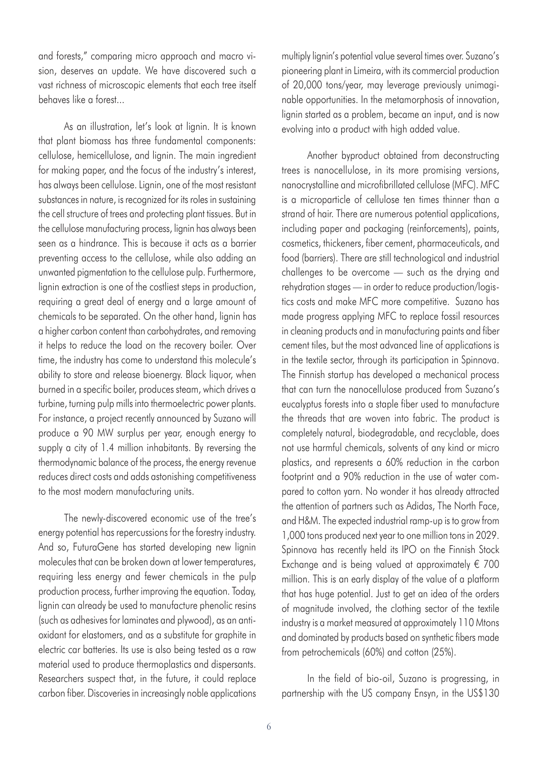and forests," comparing micro approach and macro vision, deserves an update. We have discovered such a vast richness of microscopic elements that each tree itself behaves like a forest...

As an illustration, let's look at lignin. It is known that plant biomass has three fundamental components: cellulose, hemicellulose, and lignin. The main ingredient for making paper, and the focus of the industry's interest, has always been cellulose. Lignin, one of the most resistant substances in nature, is recognized for its roles in sustaining the cell structure of trees and protecting plant tissues. But in the cellulose manufacturing process, lignin has always been seen as a hindrance. This is because it acts as a barrier preventing access to the cellulose, while also adding an unwanted pigmentation to the cellulose pulp. Furthermore, lignin extraction is one of the costliest steps in production, requiring a great deal of energy and a large amount of chemicals to be separated. On the other hand, lignin has a higher carbon content than carbohydrates, and removing it helps to reduce the load on the recovery boiler. Over time, the industry has come to understand this molecule's ability to store and release bioenergy. Black liquor, when burned in a specific boiler, produces steam, which drives a turbine, turning pulp mills into thermoelectric power plants. For instance, a project recently announced by Suzano will produce a 90 MW surplus per year, enough energy to supply a city of 1.4 million inhabitants. By reversing the thermodynamic balance of the process, the energy revenue reduces direct costs and adds astonishing competitiveness to the most modern manufacturing units.

The newly-discovered economic use of the tree's energy potential has repercussions for the forestry industry. And so, FuturaGene has started developing new lignin molecules that can be broken down at lower temperatures, requiring less energy and fewer chemicals in the pulp production process, further improving the equation. Today, lignin can already be used to manufacture phenolic resins (such as adhesives for laminates and plywood), as an antioxidant for elastomers, and as a substitute for graphite in electric car batteries. Its use is also being tested as a raw material used to produce thermoplastics and dispersants. Researchers suspect that, in the future, it could replace carbon fiber. Discoveries in increasingly noble applications multiply lignin's potential value several times over. Suzano's pioneering plant in Limeira, with its commercial production of 20,000 tons/year, may leverage previously unimaginable opportunities. In the metamorphosis of innovation, lignin started as a problem, became an input, and is now evolving into a product with high added value.

Another byproduct obtained from deconstructing trees is nanocellulose, in its more promising versions, nanocrystalline and microfibrillated cellulose (MFC). MFC is a microparticle of cellulose ten times thinner than a strand of hair. There are numerous potential applications, including paper and packaging (reinforcements), paints, cosmetics, thickeners, fiber cement, pharmaceuticals, and food (barriers). There are still technological and industrial challenges to be overcome — such as the drying and rehydration stages — in order to reduce production/logistics costs and make MFC more competitive. Suzano has made progress applying MFC to replace fossil resources in cleaning products and in manufacturing paints and fiber cement tiles, but the most advanced line of applications is in the textile sector, through its participation in Spinnova. The Finnish startup has developed a mechanical process that can turn the nanocellulose produced from Suzano's eucalyptus forests into a staple fiber used to manufacture the threads that are woven into fabric. The product is completely natural, biodegradable, and recyclable, does not use harmful chemicals, solvents of any kind or micro plastics, and represents a 60% reduction in the carbon footprint and a 90% reduction in the use of water compared to cotton yarn. No wonder it has already attracted the attention of partners such as Adidas, The North Face, and H&M. The expected industrial ramp-up is to grow from 1,000 tons produced next year to one million tons in 2029. Spinnova has recently held its IPO on the Finnish Stock Exchange and is being valued at approximately € 700 million. This is an early display of the value of a platform that has huge potential. Just to get an idea of the orders of magnitude involved, the clothing sector of the textile industry is a market measured at approximately 110 Mtons and dominated by products based on synthetic fibers made from petrochemicals (60%) and cotton (25%).

In the field of bio-oil, Suzano is progressing, in partnership with the US company Ensyn, in the US$130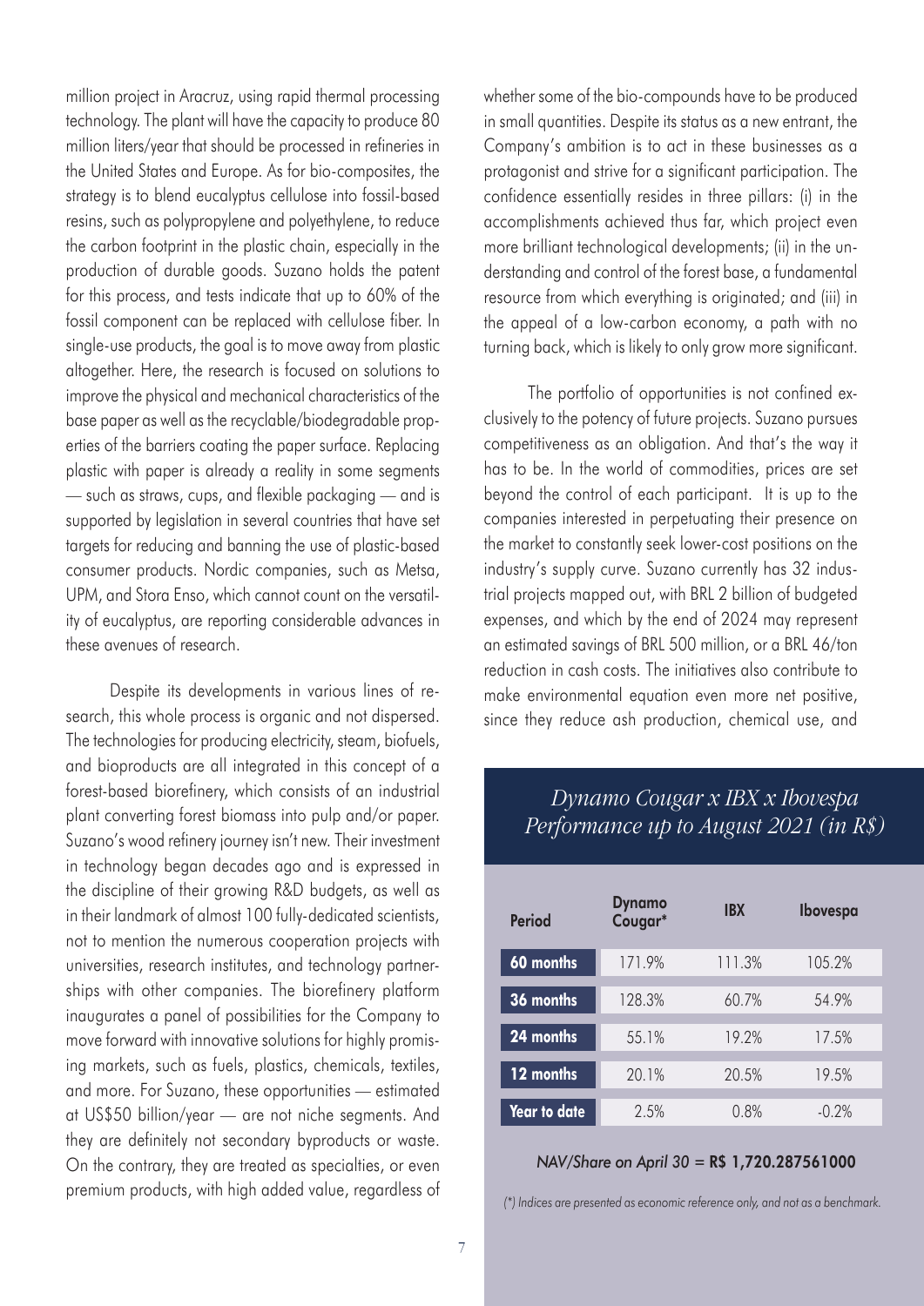million project in Aracruz, using rapid thermal processing technology. The plant will have the capacity to produce 80 million liters/year that should be processed in refineries in the United States and Europe. As for bio-composites, the strategy is to blend eucalyptus cellulose into fossil-based resins, such as polypropylene and polyethylene, to reduce the carbon footprint in the plastic chain, especially in the production of durable goods. Suzano holds the patent for this process, and tests indicate that up to 60% of the fossil component can be replaced with cellulose fiber. In single-use products, the goal is to move away from plastic altogether. Here, the research is focused on solutions to improve the physical and mechanical characteristics of the base paper as well as the recyclable/biodegradable properties of the barriers coating the paper surface. Replacing plastic with paper is already a reality in some segments — such as straws, cups, and flexible packaging — and is supported by legislation in several countries that have set targets for reducing and banning the use of plastic-based consumer products. Nordic companies, such as Metsa, UPM, and Stora Enso, which cannot count on the versatility of eucalyptus, are reporting considerable advances in these avenues of research.

Despite its developments in various lines of research, this whole process is organic and not dispersed. The technologies for producing electricity, steam, biofuels, and bioproducts are all integrated in this concept of a forest-based biorefinery, which consists of an industrial plant converting forest biomass into pulp and/or paper. Suzano's wood refinery journey isn't new. Their investment in technology began decades ago and is expressed in the discipline of their growing R&D budgets, as well as in their landmark of almost 100 fully-dedicated scientists, not to mention the numerous cooperation projects with universities, research institutes, and technology partnerships with other companies. The biorefinery platform inaugurates a panel of possibilities for the Company to move forward with innovative solutions for highly promising markets, such as fuels, plastics, chemicals, textiles, and more. For Suzano, these opportunities — estimated at US$50 billion/year — are not niche segments. And they are definitely not secondary byproducts or waste. On the contrary, they are treated as specialties, or even premium products, with high added value, regardless of whether some of the bio-compounds have to be produced in small quantities. Despite its status as a new entrant, the Company's ambition is to act in these businesses as a protagonist and strive for a significant participation. The confidence essentially resides in three pillars: (i) in the accomplishments achieved thus far, which project even more brilliant technological developments; (ii) in the understanding and control of the forest base, a fundamental resource from which everything is originated; and (iii) in the appeal of a low-carbon economy, a path with no turning back, which is likely to only grow more significant.

The portfolio of opportunities is not confined exclusively to the potency of future projects. Suzano pursues competitiveness as an obligation. And that's the way it has to be. In the world of commodities, prices are set beyond the control of each participant. It is up to the companies interested in perpetuating their presence on the market to constantly seek lower-cost positions on the industry's supply curve. Suzano currently has 32 industrial projects mapped out, with BRL 2 billion of budgeted expenses, and which by the end of 2024 may represent an estimated savings of BRL 500 million, or a BRL 46/ton reduction in cash costs. The initiatives also contribute to make environmental equation even more net positive, since they reduce ash production, chemical use, and

## *Dynamo Cougar x IBX x Ibovespa Performance up to August 2021 (in R$)*

| Period | Dynamo Cougar* | IBX | Ibovespa |
|---|---|---|---|
| 60 months | 171.9% | 111.3% | 105.2% |
| 36 months | 128.3% | 60.7% | 54.9% |
| 24 months | 55.1% | 19.2% | 17.5% |
| 12 months | 20.1% | 20.5% | 19.5% |
| Year to date | 2.5% | 0.8% | -0.2% |

*NAV/Share on April 30 =* **R$ 1,720.287561000**

*(*) Indices are presented as economic reference only, and not as a benchmark.*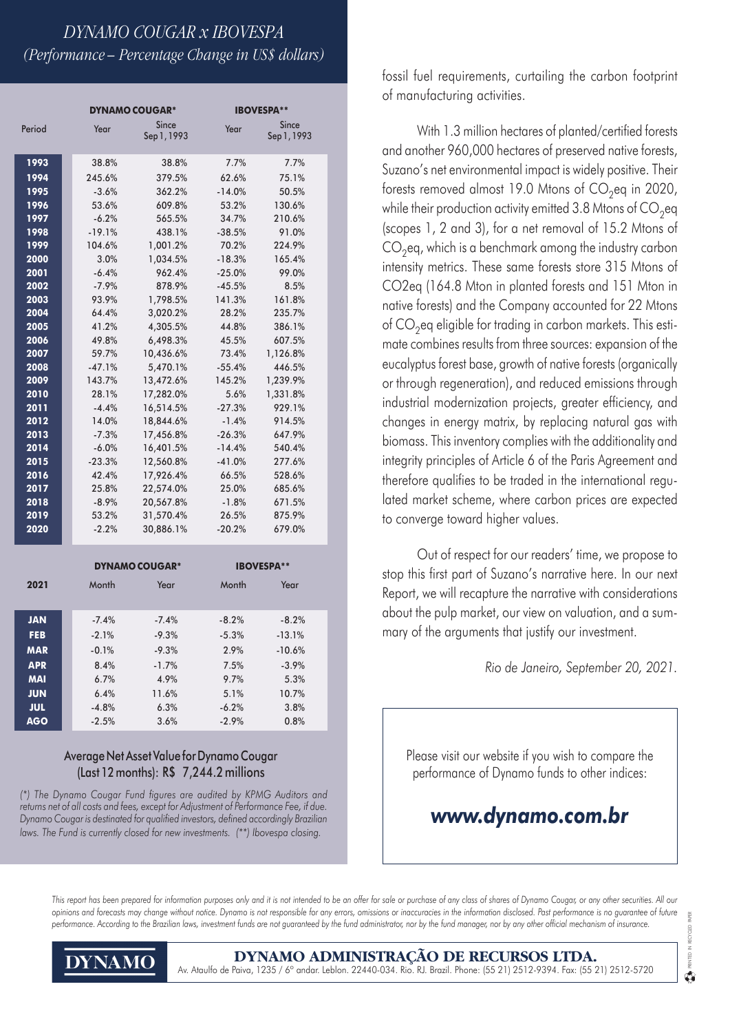## *DYNAMO COUGAR x IBOVESPA*
## *(Performance – Percentage Change in US$ dollars)*

| | DYNAMO COUGAR* | | IBOVESPA** | |
|---|---|---|---|---|
| Period | Year | Since Sep 1, 1993 | Year | Since Sep 1, 1993 |
| **1993** | 38.8% | 38.8% | 7.7% | 7.7% |
| **1994** | 245.6% | 379.5% | 62.6% | 75.1% |
| **1995** | -3.6% | 362.2% | -14.0% | 50.5% |
| **1996** | 53.6% | 609.8% | 53.2% | 130.6% |
| **1997** | -6.2% | 565.5% | 34.7% | 210.6% |
| **1998** | -19.1% | 438.1% | -38.5% | 91.0% |
| **1999** | 104.6% | 1,001.2% | 70.2% | 224.9% |
| **2000** | 3.0% | 1,034.5% | -18.3% | 165.4% |
| **2001** | -6.4% | 962.4% | -25.0% | 99.0% |
| **2002** | -7.9% | 878.9% | -45.5% | 8.5% |
| **2003** | 93.9% | 1,798.5% | 141.3% | 161.8% |
| **2004** | 64.4% | 3,020.2% | 28.2% | 235.7% |
| **2005** | 41.2% | 4,305.5% | 44.8% | 386.1% |
| **2006** | 49.8% | 6,498.3% | 45.5% | 607.5% |
| **2007** | 59.7% | 10,436.6% | 73.4% | 1,126.8% |
| **2008** | -47.1% | 5,470.1% | -55.4% | 446.5% |
| **2009** | 143.7% | 13,472.6% | 145.2% | 1,239.9% |
| **2010** | 28.1% | 17,282.0% | 5.6% | 1,331.8% |
| **2011** | -4.4% | 16,514.5% | -27.3% | 929.1% |
| **2012** | 14.0% | 18,844.6% | -1.4% | 914.5% |
| **2013** | -7.3% | 17,456.8% | -26.3% | 647.9% |
| **2014** | -6.0% | 16,401.5% | -14.4% | 540.4% |
| **2015** | -23.3% | 12,560.8% | -41.0% | 277.6% |
| **2016** | 42.4% | 17,926.4% | 66.5% | 528.6% |
| **2017** | 25.8% | 22,574.0% | 25.0% | 685.6% |
| **2018** | -8.9% | 20,567.8% | -1.8% | 671.5% |
| **2019** | 53.2% | 31,570.4% | 26.5% | 875.9% |
| **2020** | -2.2% | 30,886.1% | -20.2% | 679.0% |

| | DYNAMO COUGAR* | | IBOVESPA** | |
|---|---|---|---|---|
| **2021** | Month | Year | Month | Year |
| **JAN** | -7.4% | -7.4% | -8.2% | -8.2% |
| **FEB** | -2.1% | -9.3% | -5.3% | -13.1% |
| **MAR** | -0.1% | -9.3% | 2.9% | -10.6% |
| **APR** | 8.4% | -1.7% | 7.5% | -3.9% |
| **MAI** | 6.7% | 4.9% | 9.7% | 5.3% |
| **JUN** | 6.4% | 11.6% | 5.1% | 10.7% |
| **JUL** | -4.8% | 6.3% | -6.2% | 3.8% |
| **AGO** | -2.5% | 3.6% | -2.9% | 0.8% |

Average Net Asset Value for Dynamo Cougar (Last 12 months): R$ 7,244.2 millions

*(\*) The Dynamo Cougar Fund figures are audited by KPMG Auditors and returns net of all costs and fees, except for Adjustment of Performance Fee, if due. Dynamo Cougar is destinated for qualified investors, defined accordingly Brazilian laws. The Fund is currently closed for new investments. (\*\*) Ibovespa closing.*

fossil fuel requirements, curtailing the carbon footprint of manufacturing activities.

With 1.3 million hectares of planted/certified forests and another 960,000 hectares of preserved native forests, Suzano's net environmental impact is widely positive. Their forests removed almost 19.0 Mtons of $CO_2$eq in 2020, while their production activity emitted 3.8 Mtons of $CO_2$eq (scopes 1, 2 and 3), for a net removal of 15.2 Mtons of $CO_2$eq, which is a benchmark among the industry carbon intensity metrics. These same forests store 315 Mtons of CO2eq (164.8 Mton in planted forests and 151 Mton in native forests) and the Company accounted for 22 Mtons of $CO_2$eq eligible for trading in carbon markets. This estimate combines results from three sources: expansion of the eucalyptus forest base, growth of native forests (organically or through regeneration), and reduced emissions through industrial modernization projects, greater efficiency, and changes in energy matrix, by replacing natural gas with biomass. This inventory complies with the additionality and integrity principles of Article 6 of the Paris Agreement and therefore qualifies to be traded in the international regulated market scheme, where carbon prices are expected to converge toward higher values.

Out of respect for our readers' time, we propose to stop this first part of Suzano's narrative here. In our next Report, we will recapture the narrative with considerations about the pulp market, our view on valuation, and a summary of the arguments that justify our investment.

*Rio de Janeiro, September 20, 2021.*

Please visit our website if you wish to compare the performance of Dynamo funds to other indices:

***www.dynamo.com.br***

*This report has been prepared for information purposes only and it is not intended to be an offer for sale or purchase of any class of shares of Dynamo Cougar, or any other securities. All our opinions and forecasts may change without notice. Dynamo is not responsible for any errors, omissions or inaccuracies in the information disclosed. Past performance is no guarantee of future performance. According to the Brazilian laws, investment funds are not guaranteed by the fund administrator, nor by the fund manager, nor by any other official mechanism of insurance.*

**DYNAMO**

**DYNAMO ADMINISTRAÇÃO DE RECURSOS LTDA.**
Av. Ataulfo de Paiva, 1235 / 6º andar. Leblon. 22440-034. Rio. RJ. Brazil. Phone: (55 21) 2512-9394. Fax: (55 21) 2512-5720

PRINTED IN RECYCLED PAPER